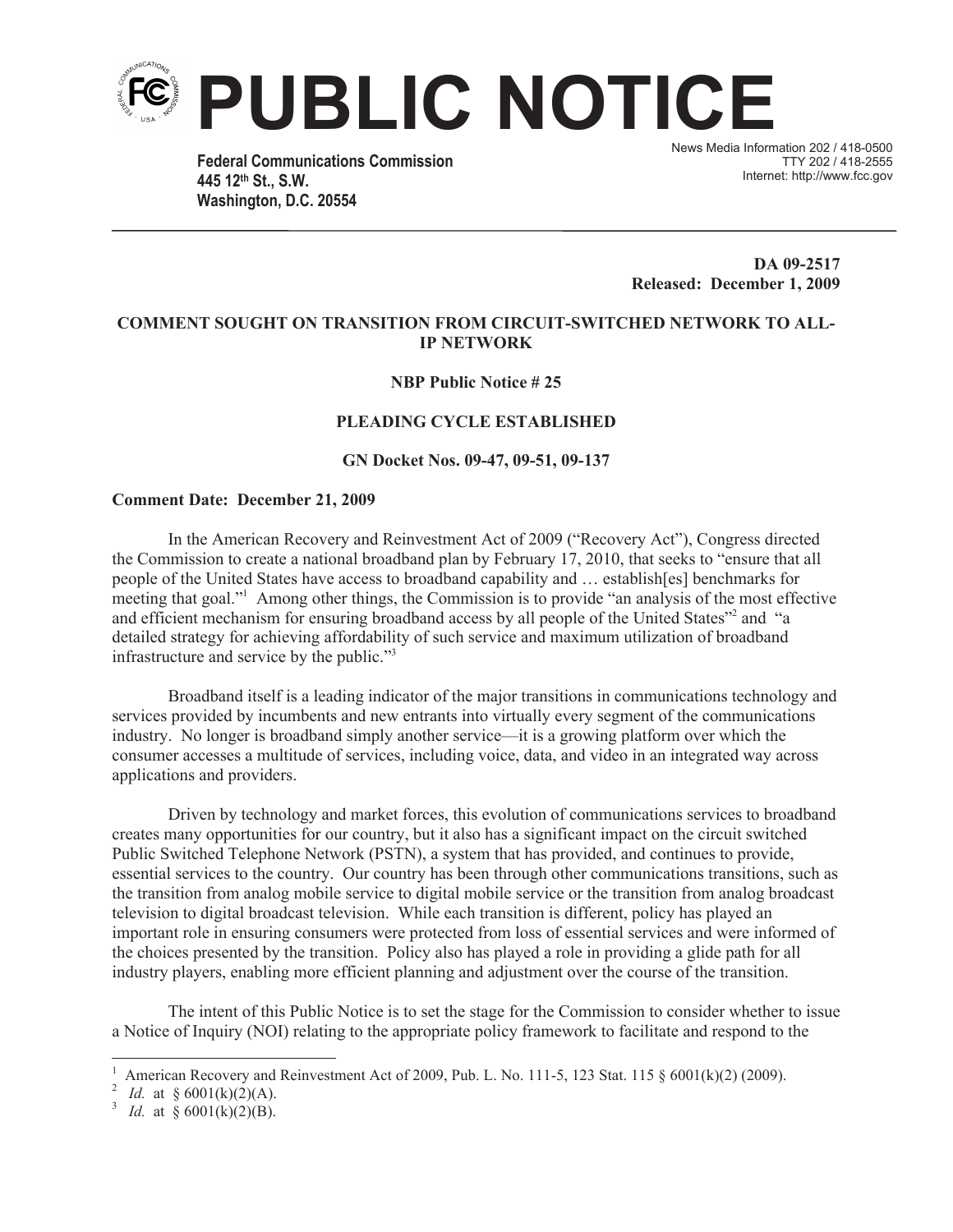# PUBLIC NOTICE

**Federal Communications Commission**
**445 12th St., S.W.**
**Washington, D.C. 20554**

News Media Information 202 / 418-0500
TTY 202 / 418-2555
Internet: http://www.fcc.gov

**DA 09-2517**
**Released: December 1, 2009**

**COMMENT SOUGHT ON TRANSITION FROM CIRCUIT-SWITCHED NETWORK TO ALL-IP NETWORK**

**NBP Public Notice # 25**

**PLEADING CYCLE ESTABLISHED**

**GN Docket Nos. 09-47, 09-51, 09-137**

**Comment Date: December 21, 2009**

In the American Recovery and Reinvestment Act of 2009 ("Recovery Act"), Congress directed the Commission to create a national broadband plan by February 17, 2010, that seeks to "ensure that all people of the United States have access to broadband capability and … establish[es] benchmarks for meeting that goal."[1] Among other things, the Commission is to provide "an analysis of the most effective and efficient mechanism for ensuring broadband access by all people of the United States"[2] and "a detailed strategy for achieving affordability of such service and maximum utilization of broadband infrastructure and service by the public."[3]

Broadband itself is a leading indicator of the major transitions in communications technology and services provided by incumbents and new entrants into virtually every segment of the communications industry. No longer is broadband simply another service—it is a growing platform over which the consumer accesses a multitude of services, including voice, data, and video in an integrated way across applications and providers.

Driven by technology and market forces, this evolution of communications services to broadband creates many opportunities for our country, but it also has a significant impact on the circuit switched Public Switched Telephone Network (PSTN), a system that has provided, and continues to provide, essential services to the country. Our country has been through other communications transitions, such as the transition from analog mobile service to digital mobile service or the transition from analog broadcast television to digital broadcast television. While each transition is different, policy has played an important role in ensuring consumers were protected from loss of essential services and were informed of the choices presented by the transition. Policy also has played a role in providing a glide path for all industry players, enabling more efficient planning and adjustment over the course of the transition.

The intent of this Public Notice is to set the stage for the Commission to consider whether to issue a Notice of Inquiry (NOI) relating to the appropriate policy framework to facilitate and respond to the

---

[1] American Recovery and Reinvestment Act of 2009, Pub. L. No. 111-5, 123 Stat. 115 § 6001(k)(2) (2009).

[2] *Id.* at § 6001(k)(2)(A).

[3] *Id.* at § 6001(k)(2)(B).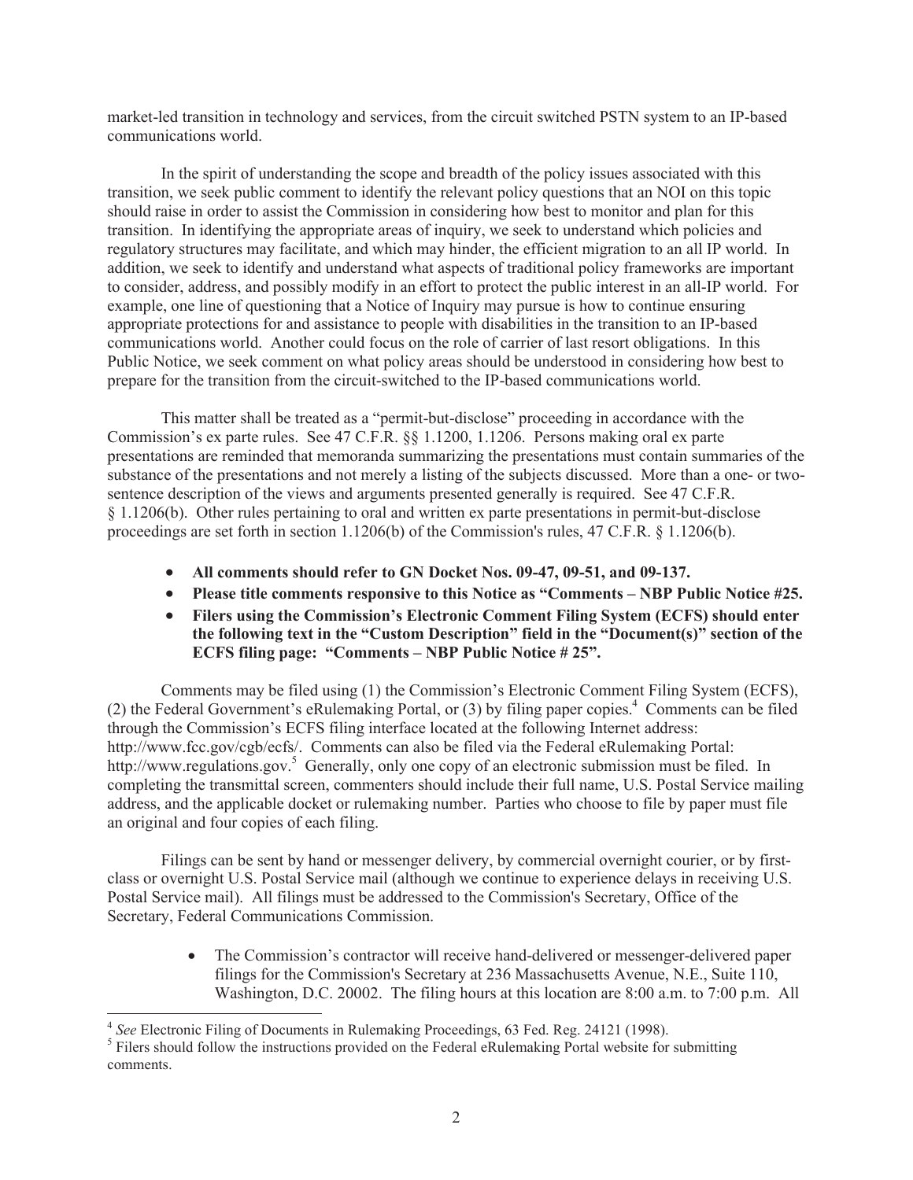market-led transition in technology and services, from the circuit switched PSTN system to an IP-based communications world.

In the spirit of understanding the scope and breadth of the policy issues associated with this transition, we seek public comment to identify the relevant policy questions that an NOI on this topic should raise in order to assist the Commission in considering how best to monitor and plan for this transition. In identifying the appropriate areas of inquiry, we seek to understand which policies and regulatory structures may facilitate, and which may hinder, the efficient migration to an all IP world. In addition, we seek to identify and understand what aspects of traditional policy frameworks are important to consider, address, and possibly modify in an effort to protect the public interest in an all-IP world. For example, one line of questioning that a Notice of Inquiry may pursue is how to continue ensuring appropriate protections for and assistance to people with disabilities in the transition to an IP-based communications world. Another could focus on the role of carrier of last resort obligations. In this Public Notice, we seek comment on what policy areas should be understood in considering how best to prepare for the transition from the circuit-switched to the IP-based communications world.

This matter shall be treated as a "permit-but-disclose" proceeding in accordance with the Commission's ex parte rules. See 47 C.F.R. §§ 1.1200, 1.1206. Persons making oral ex parte presentations are reminded that memoranda summarizing the presentations must contain summaries of the substance of the presentations and not merely a listing of the subjects discussed. More than a one- or two-sentence description of the views and arguments presented generally is required. See 47 C.F.R. § 1.1206(b). Other rules pertaining to oral and written ex parte presentations in permit-but-disclose proceedings are set forth in section 1.1206(b) of the Commission's rules, 47 C.F.R. § 1.1206(b).

- **All comments should refer to GN Docket Nos. 09-47, 09-51, and 09-137.**
- **Please title comments responsive to this Notice as "Comments – NBP Public Notice #25.**
- **Filers using the Commission's Electronic Comment Filing System (ECFS) should enter the following text in the "Custom Description" field in the "Document(s)" section of the ECFS filing page: "Comments – NBP Public Notice # 25".**

Comments may be filed using (1) the Commission's Electronic Comment Filing System (ECFS), (2) the Federal Government's eRulemaking Portal, or (3) by filing paper copies.[4] Comments can be filed through the Commission's ECFS filing interface located at the following Internet address: http://www.fcc.gov/cgb/ecfs/. Comments can also be filed via the Federal eRulemaking Portal: http://www.regulations.gov.[5] Generally, only one copy of an electronic submission must be filed. In completing the transmittal screen, commenters should include their full name, U.S. Postal Service mailing address, and the applicable docket or rulemaking number. Parties who choose to file by paper must file an original and four copies of each filing.

Filings can be sent by hand or messenger delivery, by commercial overnight courier, or by first-class or overnight U.S. Postal Service mail (although we continue to experience delays in receiving U.S. Postal Service mail). All filings must be addressed to the Commission's Secretary, Office of the Secretary, Federal Communications Commission.

- The Commission's contractor will receive hand-delivered or messenger-delivered paper filings for the Commission's Secretary at 236 Massachusetts Avenue, N.E., Suite 110, Washington, D.C. 20002. The filing hours at this location are 8:00 a.m. to 7:00 p.m. All

[4] *See* Electronic Filing of Documents in Rulemaking Proceedings, 63 Fed. Reg. 24121 (1998).

[5] Filers should follow the instructions provided on the Federal eRulemaking Portal website for submitting comments.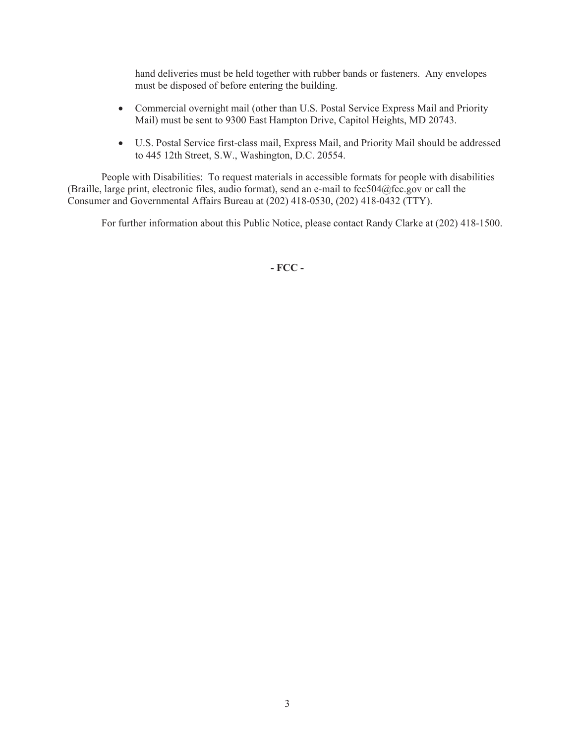hand deliveries must be held together with rubber bands or fasteners. Any envelopes must be disposed of before entering the building.

- Commercial overnight mail (other than U.S. Postal Service Express Mail and Priority Mail) must be sent to 9300 East Hampton Drive, Capitol Heights, MD 20743.
- U.S. Postal Service first-class mail, Express Mail, and Priority Mail should be addressed to 445 12th Street, S.W., Washington, D.C. 20554.

People with Disabilities: To request materials in accessible formats for people with disabilities (Braille, large print, electronic files, audio format), send an e-mail to fcc504@fcc.gov or call the Consumer and Governmental Affairs Bureau at (202) 418-0530, (202) 418-0432 (TTY).

For further information about this Public Notice, please contact Randy Clarke at (202) 418-1500.

**- FCC -**